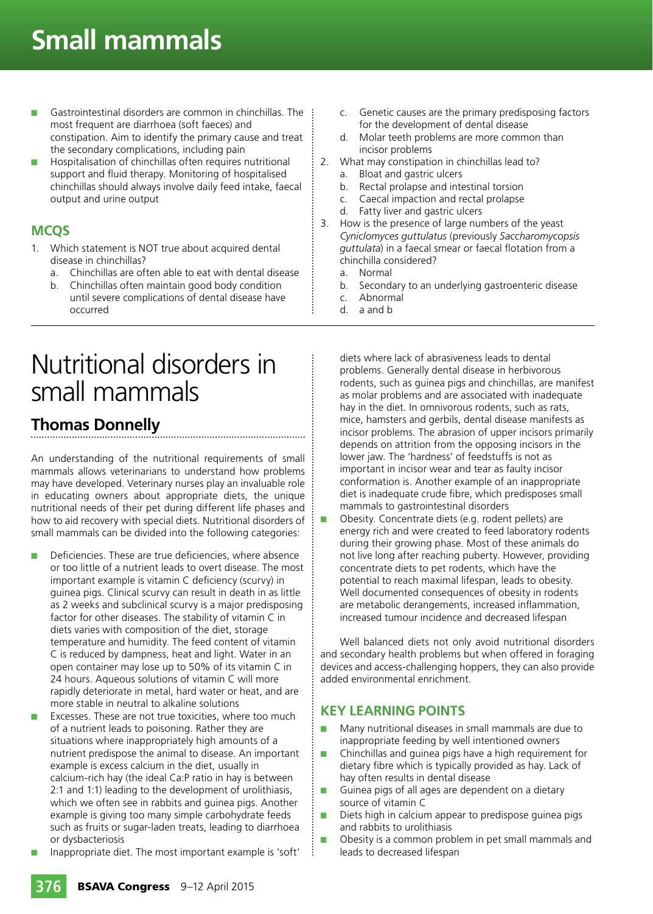- Gastrointestinal disorders are common in chinchillas. The most frequent are diarrhoea (soft faeces) and constipation. Aim to identify the primary cause and treat the secondary complications, including pain
- Hospitalisation of chinchillas often requires nutritional support and fluid therapy. Monitoring of hospitalised chinchillas should always involve daily feed intake, faecal output and urine output

## MCQS

1. Which statement is NOT true about acquired dental disease in chinchillas?
   a. Chinchillas are often able to eat with dental disease
   b. Chinchillas often maintain good body condition until severe complications of dental disease have occurred
   c. Genetic causes are the primary predisposing factors for the development of dental disease
   d. Molar teeth problems are more common than incisor problems
2. What may constipation in chinchillas lead to?
   a. Bloat and gastric ulcers
   b. Rectal prolapse and intestinal torsion
   c. Caecal impaction and rectal prolapse
   d. Fatty liver and gastric ulcers
3. How is the presence of large numbers of the yeast *Cyniclomyces guttulatus* (previously *Saccharomycopsis guttulata*) in a faecal smear or faecal flotation from a chinchilla considered?
   a. Normal
   b. Secondary to an underlying gastroenteric disease
   c. Abnormal
   d. a and b

# Nutritional disorders in small mammals

## Thomas Donnelly

An understanding of the nutritional requirements of small mammals allows veterinarians to understand how problems may have developed. Veterinary nurses play an invaluable role in educating owners about appropriate diets, the unique nutritional needs of their pet during different life phases and how to aid recovery with special diets. Nutritional disorders of small mammals can be divided into the following categories:

- Deficiencies. These are true deficiencies, where absence or too little of a nutrient leads to overt disease. The most important example is vitamin C deficiency (scurvy) in guinea pigs. Clinical scurvy can result in death in as little as 2 weeks and subclinical scurvy is a major predisposing factor for other diseases. The stability of vitamin C in diets varies with composition of the diet, storage temperature and humidity. The feed content of vitamin C is reduced by dampness, heat and light. Water in an open container may lose up to 50% of its vitamin C in 24 hours. Aqueous solutions of vitamin C will more rapidly deteriorate in metal, hard water or heat, and are more stable in neutral to alkaline solutions
- Excesses. These are not true toxicities, where too much of a nutrient leads to poisoning. Rather they are situations where inappropriately high amounts of a nutrient predispose the animal to disease. An important example is excess calcium in the diet, usually in calcium-rich hay (the ideal Ca:P ratio in hay is between 2:1 and 1:1) leading to the development of urolithiasis, which we often see in rabbits and guinea pigs. Another example is giving too many simple carbohydrate feeds such as fruits or sugar-laden treats, leading to diarrhoea or dysbacteriosis
- Inappropriate diet. The most important example is 'soft' diets where lack of abrasiveness leads to dental problems. Generally dental disease in herbivorous rodents, such as guinea pigs and chinchillas, are manifest as molar problems and are associated with inadequate hay in the diet. In omnivorous rodents, such as rats, mice, hamsters and gerbils, dental disease manifests as incisor problems. The abrasion of upper incisors primarily depends on attrition from the opposing incisors in the lower jaw. The 'hardness' of feedstuffs is not as important in incisor wear and tear as faulty incisor conformation is. Another example of an inappropriate diet is inadequate crude fibre, which predisposes small mammals to gastrointestinal disorders
- Obesity. Concentrate diets (e.g. rodent pellets) are energy rich and were created to feed laboratory rodents during their growing phase. Most of these animals do not live long after reaching puberty. However, providing concentrate diets to pet rodents, which have the potential to reach maximal lifespan, leads to obesity. Well documented consequences of obesity in rodents are metabolic derangements, increased inflammation, increased tumour incidence and decreased lifespan

Well balanced diets not only avoid nutritional disorders and secondary health problems but when offered in foraging devices and access-challenging hoppers, they can also provide added environmental enrichment.

## KEY LEARNING POINTS

- Many nutritional diseases in small mammals are due to inappropriate feeding by well intentioned owners
- Chinchillas and guinea pigs have a high requirement for dietary fibre which is typically provided as hay. Lack of hay often results in dental disease
- Guinea pigs of all ages are dependent on a dietary source of vitamin C
- Diets high in calcium appear to predispose guinea pigs and rabbits to urolithiasis
- Obesity is a common problem in pet small mammals and leads to decreased lifespan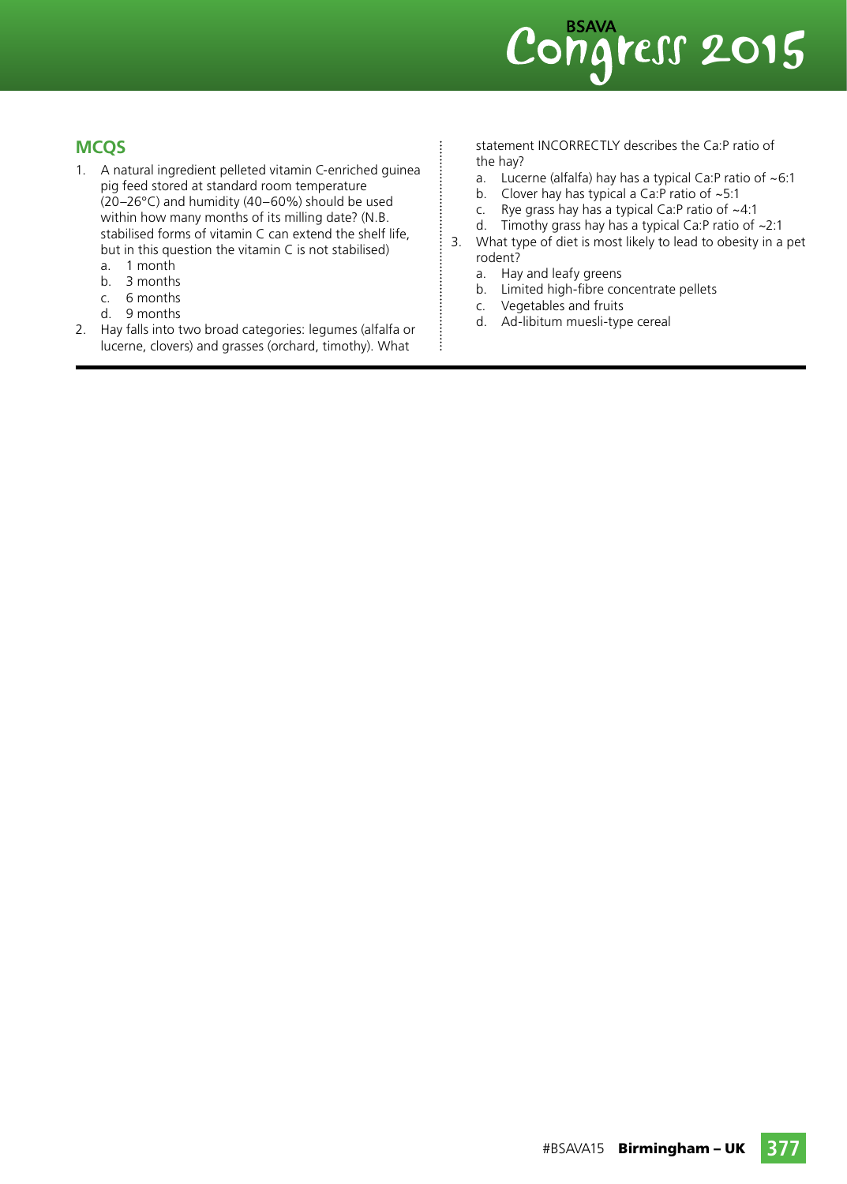## MCQS

1. A natural ingredient pelleted vitamin C-enriched guinea pig feed stored at standard room temperature (20–26°C) and humidity (40–60%) should be used within how many months of its milling date? (N.B. stabilised forms of vitamin C can extend the shelf life, but in this question the vitamin C is not stabilised)
   a. 1 month
   b. 3 months
   c. 6 months
   d. 9 months
2. Hay falls into two broad categories: legumes (alfalfa or lucerne, clovers) and grasses (orchard, timothy). What statement INCORRECTLY describes the Ca:P ratio of the hay?
   a. Lucerne (alfalfa) hay has a typical Ca:P ratio of ~6:1
   b. Clover hay has typical a Ca:P ratio of ~5:1
   c. Rye grass hay has a typical Ca:P ratio of ~4:1
   d. Timothy grass hay has a typical Ca:P ratio of ~2:1
3. What type of diet is most likely to lead to obesity in a pet rodent?
   a. Hay and leafy greens
   b. Limited high-fibre concentrate pellets
   c. Vegetables and fruits
   d. Ad-libitum muesli-type cereal